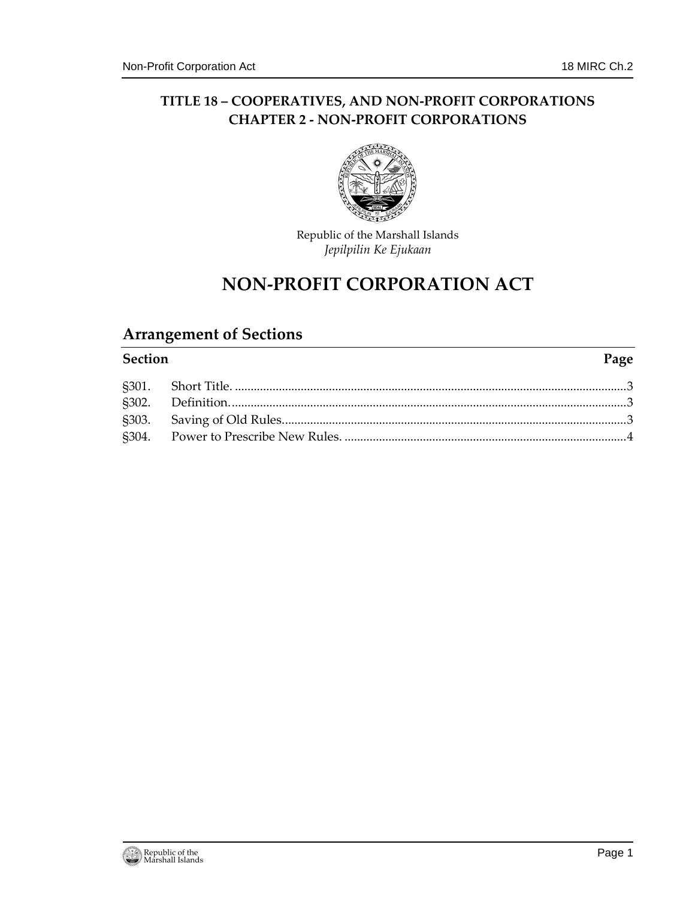**TITLE 18 – COOPERATIVES, AND NON-PROFIT CORPORATIONS**
**CHAPTER 2 - NON-PROFIT CORPORATIONS**

Republic of the Marshall Islands
*Jepilpilin Ke Ejukaan*

# NON-PROFIT CORPORATION ACT

## Arrangement of Sections

| Section | | Page |
| --- | --- | --- |
| §301. | Short Title. | 3 |
| §302. | Definition. | 3 |
| §303. | Saving of Old Rules. | 3 |
| §304. | Power to Prescribe New Rules. | 4 |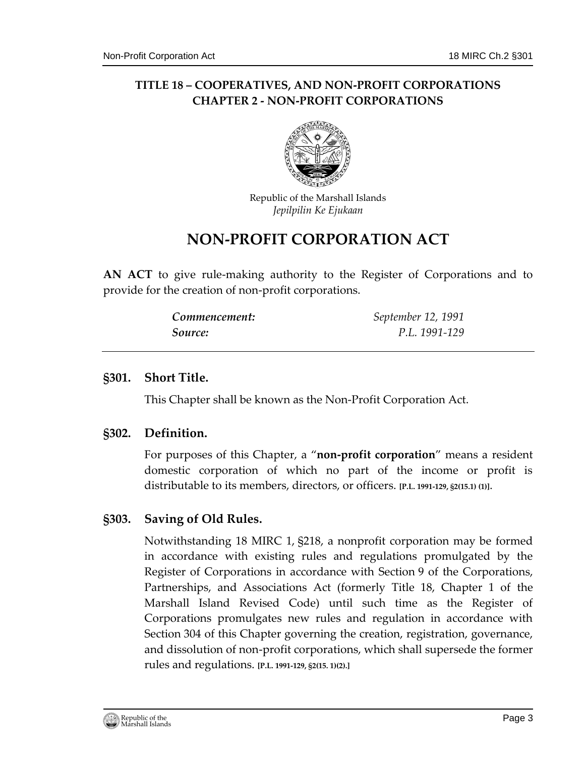**TITLE 18 – COOPERATIVES, AND NON-PROFIT CORPORATIONS**
**CHAPTER 2 - NON-PROFIT CORPORATIONS**

Republic of the Marshall Islands
*Jepilpilin Ke Ejukaan*

# NON-PROFIT CORPORATION ACT

**AN ACT** to give rule-making authority to the Register of Corporations and to provide for the creation of non-profit corporations.

| | |
|---|---|
| ***Commencement:*** | *September 12, 1991* |
| ***Source:*** | *P.L. 1991-129* |

---

### §301. Short Title.

This Chapter shall be known as the Non-Profit Corporation Act.

### §302. Definition.

For purposes of this Chapter, a "**non-profit corporation**" means a resident domestic corporation of which no part of the income or profit is distributable to its members, directors, or officers. **[P.L. 1991-129, §2(15.1) (1)].**

### §303. Saving of Old Rules.

Notwithstanding 18 MIRC 1, §218, a nonprofit corporation may be formed in accordance with existing rules and regulations promulgated by the Register of Corporations in accordance with Section 9 of the Corporations, Partnerships, and Associations Act (formerly Title 18, Chapter 1 of the Marshall Island Revised Code) until such time as the Register of Corporations promulgates new rules and regulation in accordance with Section 304 of this Chapter governing the creation, registration, governance, and dissolution of non-profit corporations, which shall supersede the former rules and regulations. **[P.L. 1991-129, §2(15. 1)(2).]**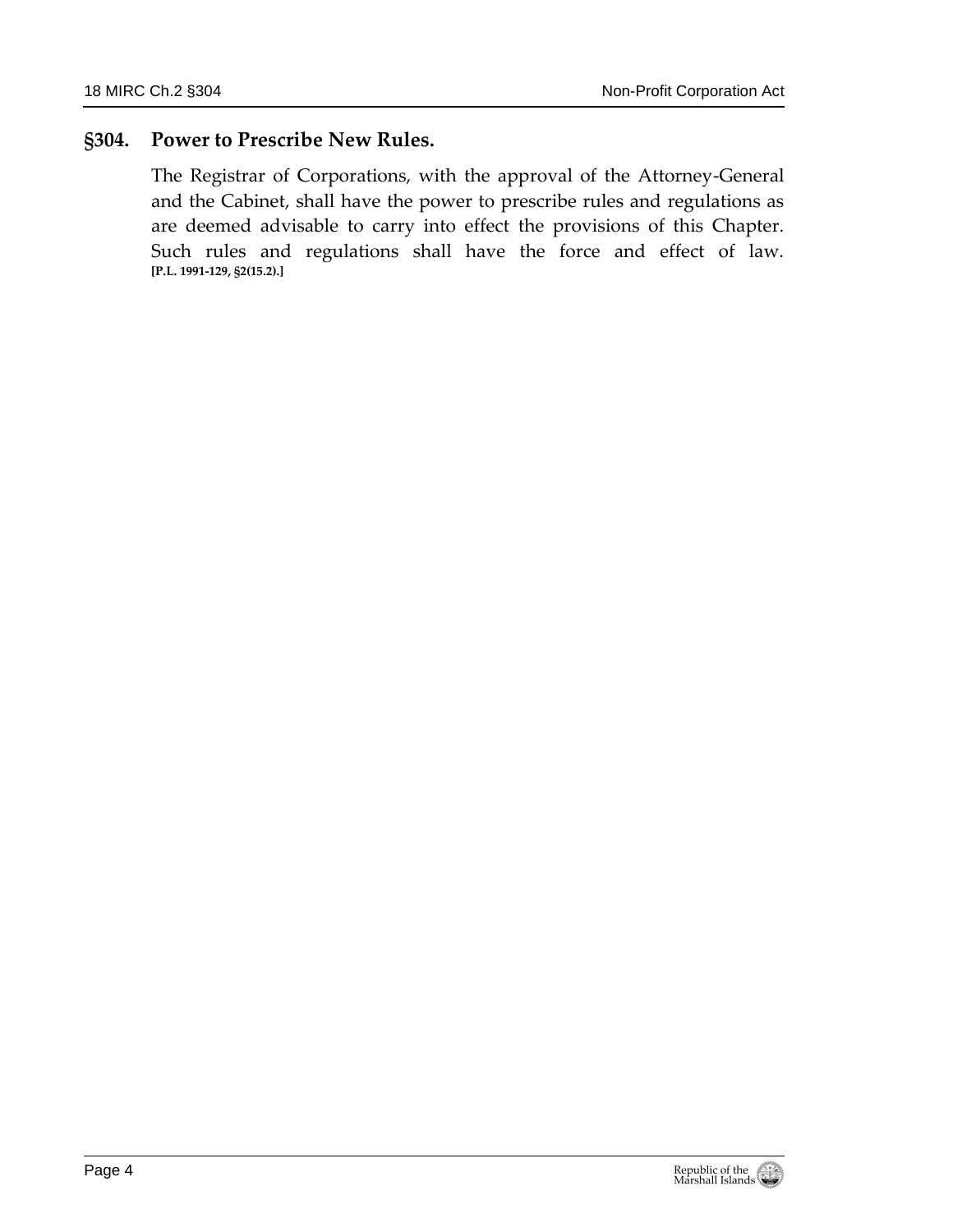### §304. Power to Prescribe New Rules.

The Registrar of Corporations, with the approval of the Attorney-General and the Cabinet, shall have the power to prescribe rules and regulations as are deemed advisable to carry into effect the provisions of this Chapter. Such rules and regulations shall have the force and effect of law. **[P.L. 1991-129, §2(15.2).]**